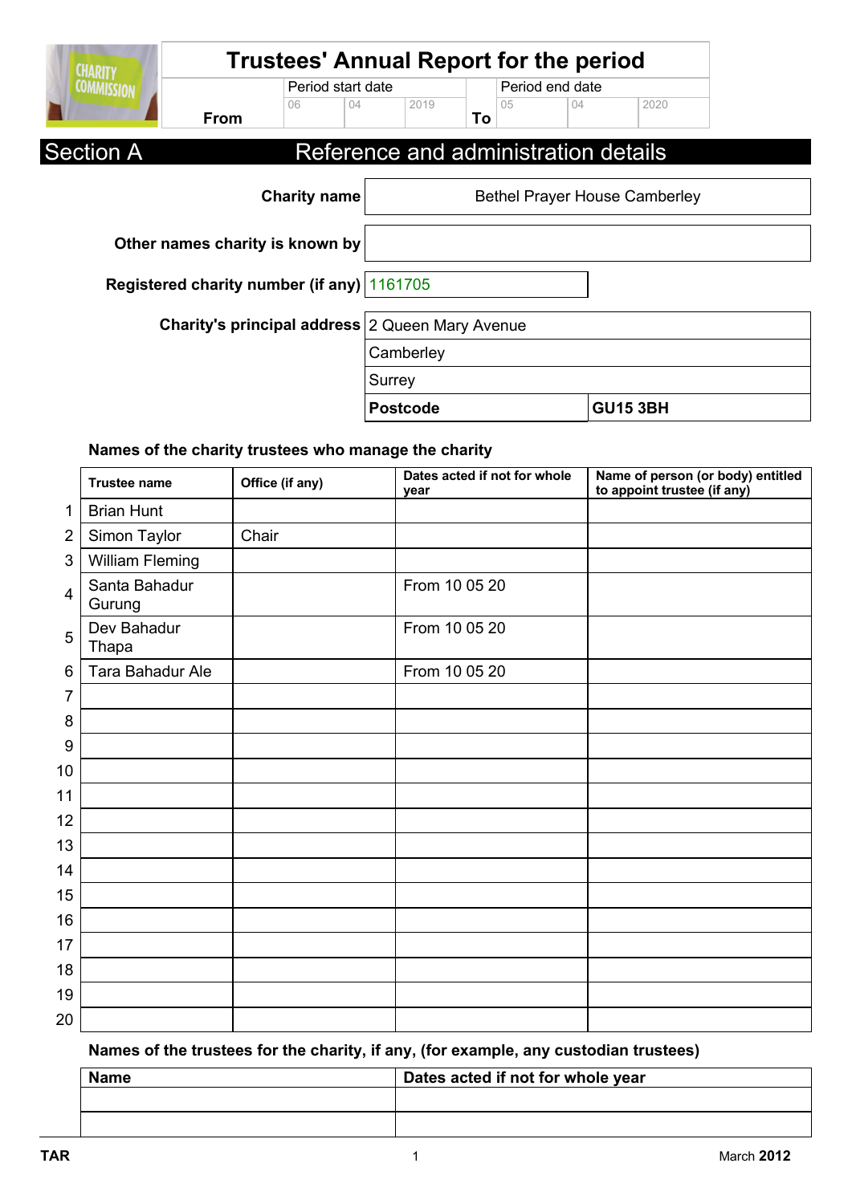# Trustees' Annual Report for the period

| | Period start date | | | | Period end date | | |
|---|---|---|---|---|---|---|---|
| From | 06 | 04 | 2019 | To | 05 | 04 | 2020 |

## Section A — Reference and administration details

**Charity name:** Bethel Prayer House Camberley

**Other names charity is known by:**

**Registered charity number (if any):** 1161705

**Charity's principal address:**
2 Queen Mary Avenue
Camberley
Surrey
**Postcode:** **GU15 3BH**

### Names of the charity trustees who manage the charity

| | Trustee name | Office (if any) | Dates acted if not for whole year | Name of person (or body) entitled to appoint trustee (if any) |
|---|---|---|---|---|
| 1 | Brian Hunt | | | |
| 2 | Simon Taylor | Chair | | |
| 3 | William Fleming | | | |
| 4 | Santa Bahadur Gurung | | From 10 05 20 | |
| 5 | Dev Bahadur Thapa | | From 10 05 20 | |
| 6 | Tara Bahadur Ale | | From 10 05 20 | |
| 7 | | | | |
| 8 | | | | |
| 9 | | | | |
| 10 | | | | |
| 11 | | | | |
| 12 | | | | |
| 13 | | | | |
| 14 | | | | |
| 15 | | | | |
| 16 | | | | |
| 17 | | | | |
| 18 | | | | |
| 19 | | | | |
| 20 | | | | |

### Names of the trustees for the charity, if any, (for example, any custodian trustees)

| Name | Dates acted if not for whole year |
|---|---|
| | |
| | |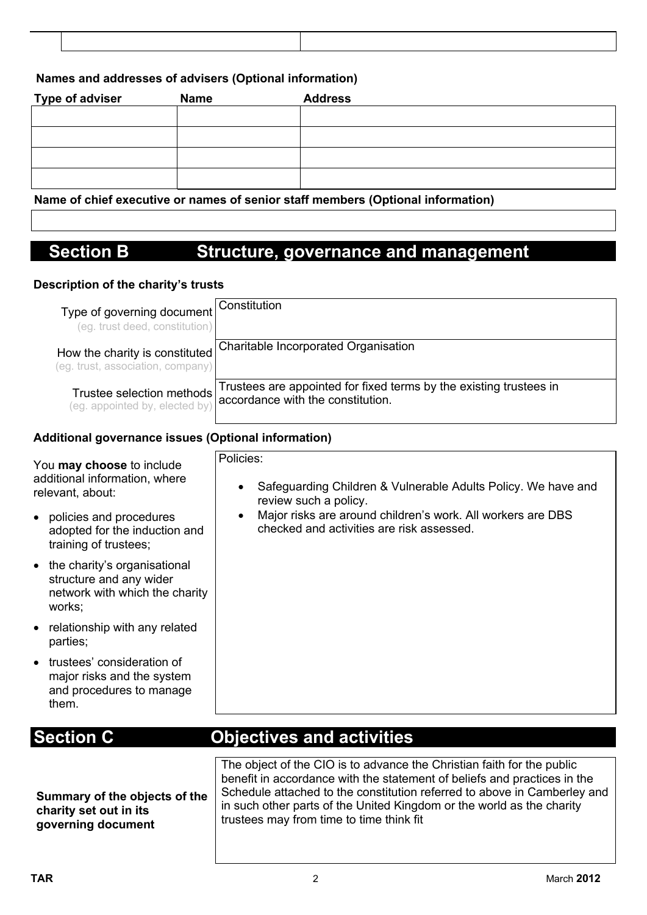| | |
|---|---|
| | |

**Names and addresses of advisers (Optional information)**

| Type of adviser | Name | Address |
|---|---|---|
| | | |
| | | |
| | | |
| | | |

**Name of chief executive or names of senior staff members (Optional information)**

| |
|---|
| |

# Section B Structure, governance and management

**Description of the charity's trusts**

| | |
|---|---|
| Type of governing document (eg. trust deed, constitution) | Constitution |
| How the charity is constituted (eg. trust, association, company) | Charitable Incorporated Organisation |
| Trustee selection methods (eg. appointed by, elected by) | Trustees are appointed for fixed terms by the existing trustees in accordance with the constitution. |

**Additional governance issues (Optional information)**

You **may choose** to include additional information, where relevant, about:

- policies and procedures adopted for the induction and training of trustees;
- the charity's organisational structure and any wider network with which the charity works;
- relationship with any related parties;
- trustees' consideration of major risks and the system and procedures to manage them.

Policies:

- Safeguarding Children & Vulnerable Adults Policy. We have and review such a policy.
- Major risks are around children's work. All workers are DBS checked and activities are risk assessed.

# Section C Objectives and activities

| | |
|---|---|
| **Summary of the objects of the charity set out in its governing document** | The object of the CIO is to advance the Christian faith for the public benefit in accordance with the statement of beliefs and practices in the Schedule attached to the constitution referred to above in Camberley and in such other parts of the United Kingdom or the world as the charity trustees may from time to time think fit |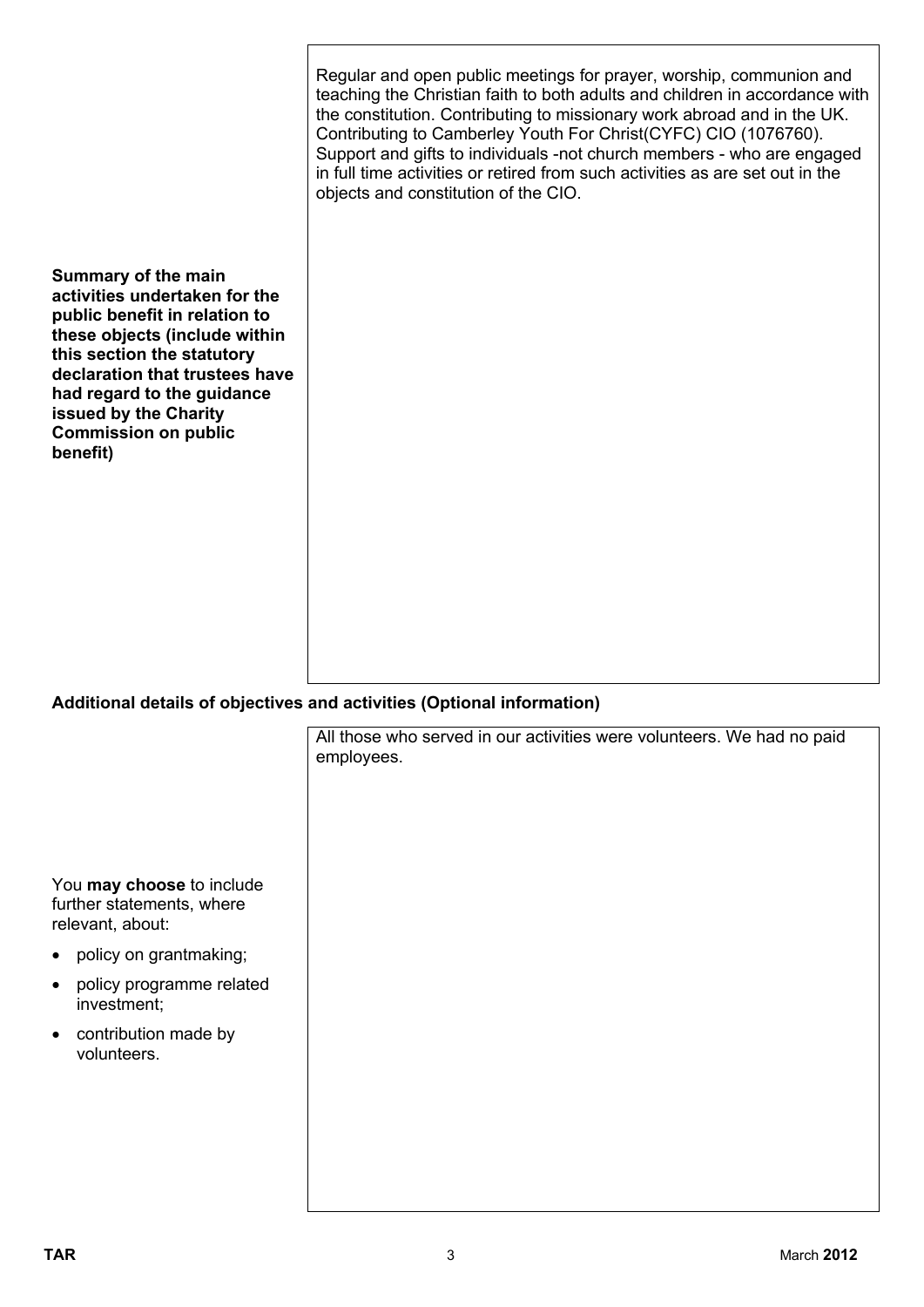| | |
|---|---|
| **Summary of the main activities undertaken for the public benefit in relation to these objects (include within this section the statutory declaration that trustees have had regard to the guidance issued by the Charity Commission on public benefit)** | Regular and open public meetings for prayer, worship, communion and teaching the Christian faith to both adults and children in accordance with the constitution. Contributing to missionary work abroad and in the UK. Contributing to Camberley Youth For Christ(CYFC) CIO (1076760). Support and gifts to individuals -not church members - who are engaged in full time activities or retired from such activities as are set out in the objects and constitution of the CIO. |

**Additional details of objectives and activities (Optional information)**

| | |
|---|---|
| You **may choose** to include further statements, where relevant, about:<br>• policy on grantmaking;<br>• policy programme related investment;<br>• contribution made by volunteers. | All those who served in our activities were volunteers. We had no paid employees. |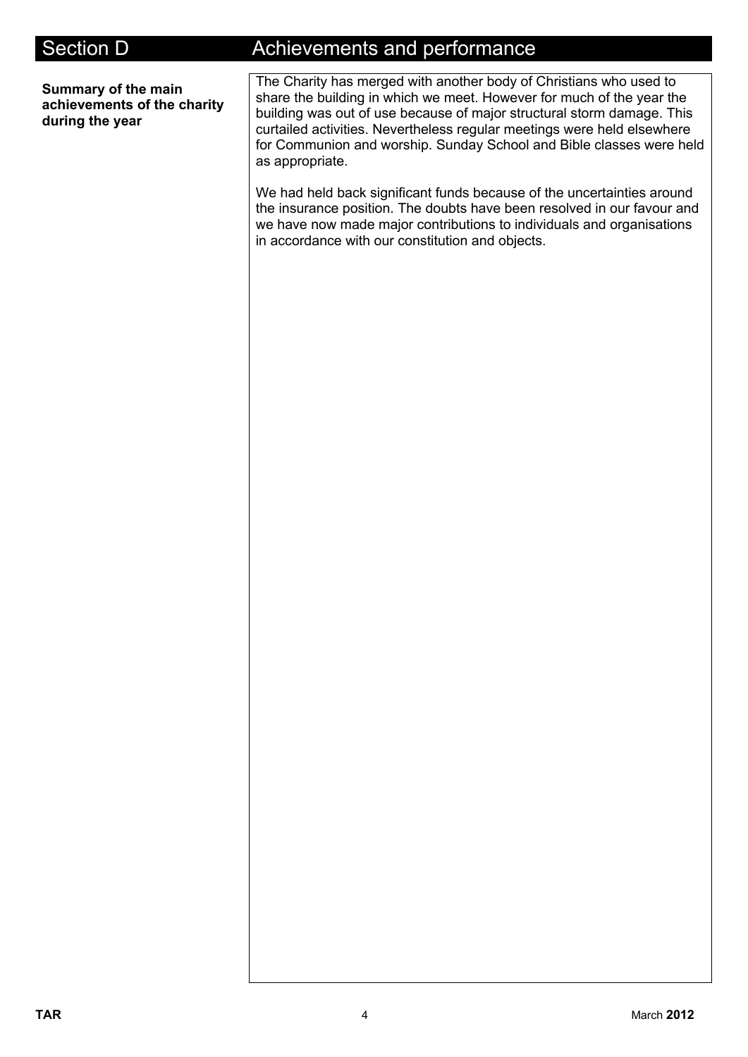## Section D Achievements and performance

**Summary of the main achievements of the charity during the year**

The Charity has merged with another body of Christians who used to share the building in which we meet. However for much of the year the building was out of use because of major structural storm damage. This curtailed activities. Nevertheless regular meetings were held elsewhere for Communion and worship. Sunday School and Bible classes were held as appropriate.

We had held back significant funds because of the uncertainties around the insurance position. The doubts have been resolved in our favour and we have now made major contributions to individuals and organisations in accordance with our constitution and objects.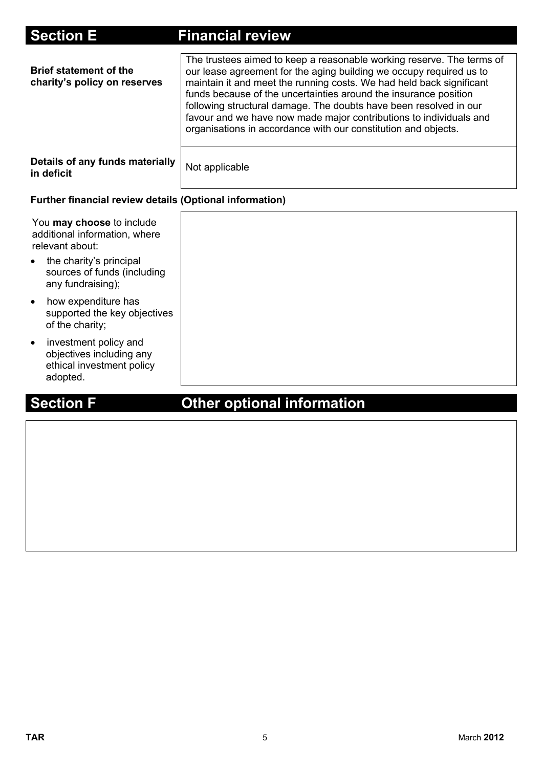## Section E Financial review

| | |
|---|---|
| **Brief statement of the charity's policy on reserves** | The trustees aimed to keep a reasonable working reserve. The terms of our lease agreement for the aging building we occupy required us to maintain it and meet the running costs. We had held back significant funds because of the uncertainties around the insurance position following structural damage. The doubts have been resolved in our favour and we have now made major contributions to individuals and organisations in accordance with our constitution and objects. |
| **Details of any funds materially in deficit** | Not applicable |

**Further financial review details (Optional information)**

You **may choose** to include additional information, where relevant about:

- the charity's principal sources of funds (including any fundraising);
- how expenditure has supported the key objectives of the charity;
- investment policy and objectives including any ethical investment policy adopted.

## Section F Other optional information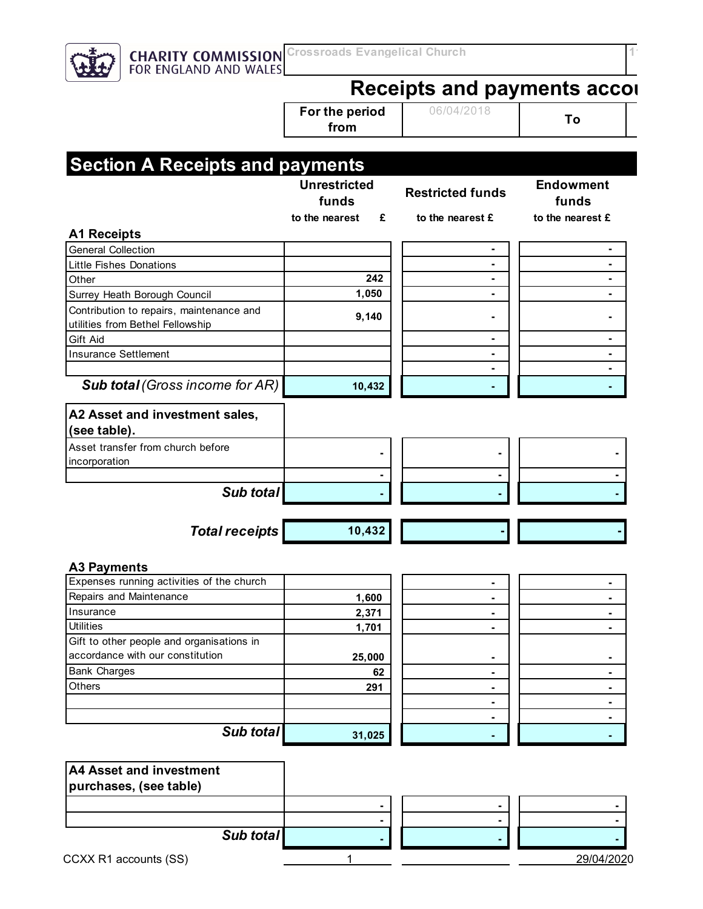CHARITY COMMISSION FOR ENGLAND AND WALES

Crossroads Evangelical Church

# Receipts and payments accou

| For the period from | 06/04/2018 | To |
|---|---|---|

## Section A Receipts and payments

| | Unrestricted funds to the nearest £ | Restricted funds to the nearest £ | Endowment funds to the nearest £ |
|---|---|---|---|
| **A1 Receipts** | | | |
| General Collection | | - | - |
| Little Fishes Donations | | - | - |
| Other | 242 | - | - |
| Surrey Heath Borough Council | 1,050 | - | - |
| Contribution to repairs, maintenance and utilities from Bethel Fellowship | 9,140 | - | - |
| Gift Aid | | - | - |
| Insurance Settlement | | - | - |
| | | - | - |
| ***Sub total*** *(Gross income for AR)* | 10,432 | - | - |
| **A2 Asset and investment sales, (see table).** | | | |
| Asset transfer from church before incorporation | - | - | - |
| | - | - | - |
| ***Sub total*** | - | - | - |
| ***Total receipts*** | 10,432 | - | - |
| **A3 Payments** | | | |
| Expenses running activities of the church | | - | - |
| Repairs and Maintenance | 1,600 | - | - |
| Insurance | 2,371 | - | - |
| Utilities | 1,701 | - | - |
| Gift to other people and organisations in accordance with our constitution | 25,000 | - | - |
| Bank Charges | 62 | - | - |
| Others | 291 | - | - |
| | | - | - |
| | | - | - |
| ***Sub total*** | 31,025 | - | - |
| **A4 Asset and investment purchases, (see table)** | | | |
| | - | - | - |
| | - | - | - |
| ***Sub total*** | - | - | - |

CCXX R1 accounts (SS) 29/04/2020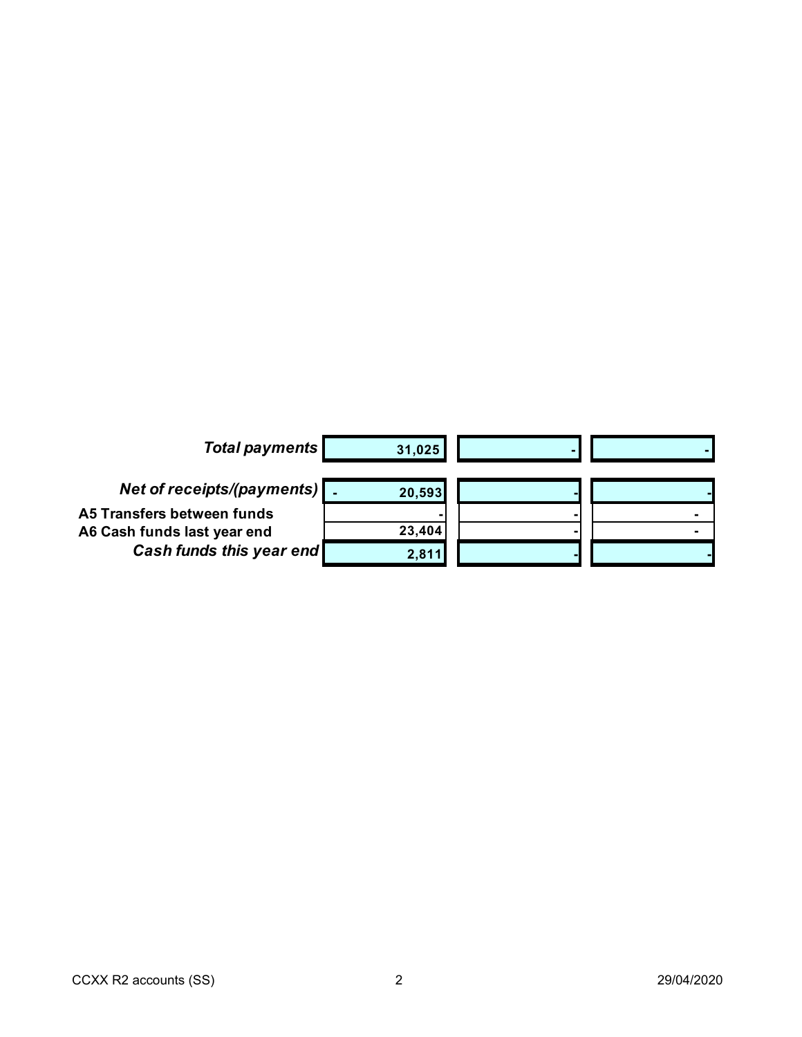| | | | |
|---|---|---|---|
| ***Total payments*** | 31,025 | - | - |
| | | | |
| ***Net of receipts/(payments)*** | - 20,593 | - | - |
| **A5 Transfers between funds** | - | - | - |
| **A6 Cash funds last year end** | 23,404 | - | - |
| ***Cash funds this year end*** | 2,811 | - | - |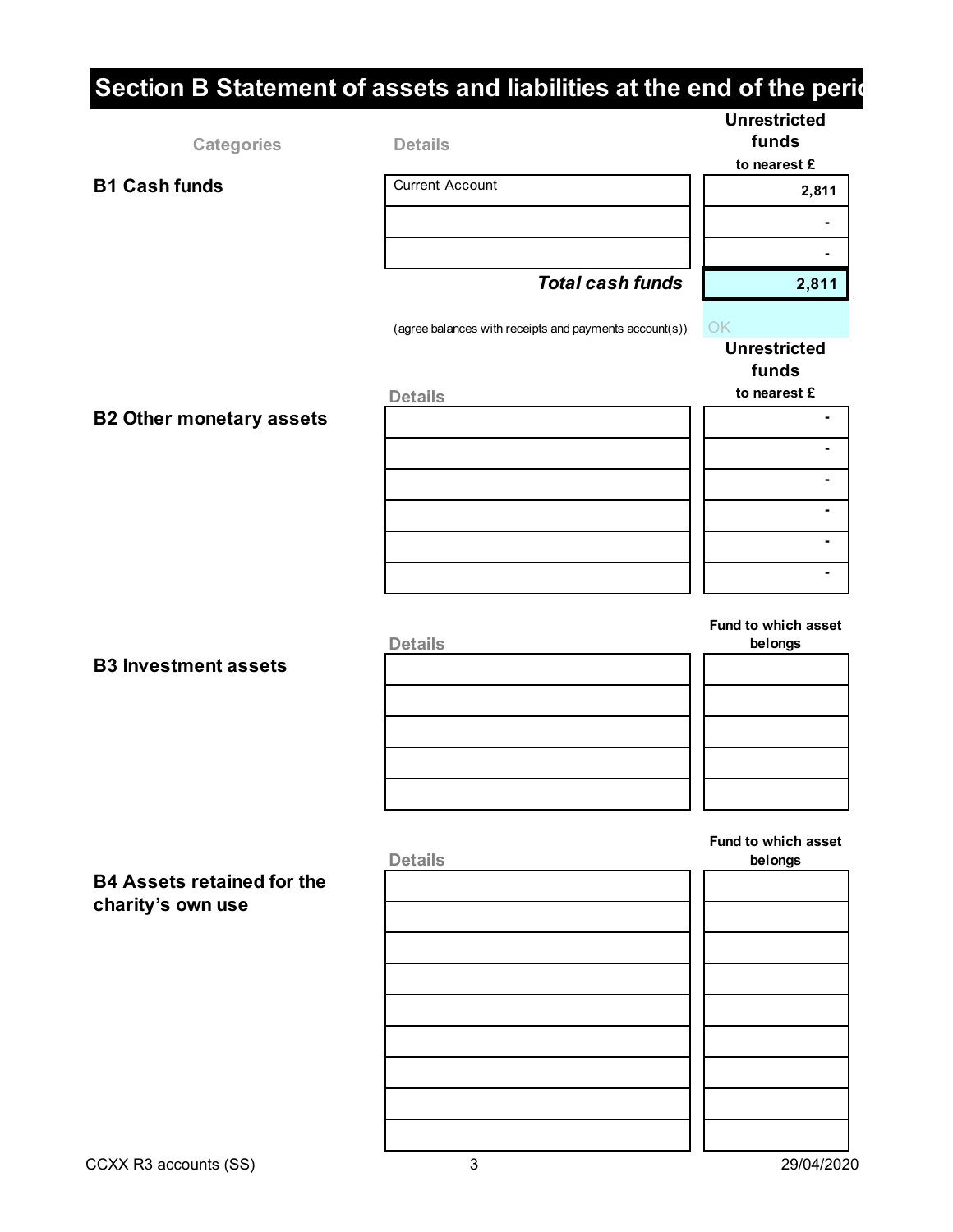## Section B Statement of assets and liabilities at the end of the perio

| Categories | Details | Unrestricted funds to nearest £ |
|---|---|---|
| **B1 Cash funds** | Current Account | 2,811 |
| | | - |
| | | - |
| | ***Total cash funds*** | **2,811** |
| | (agree balances with receipts and payments account(s)) | OK |

| | Details | Unrestricted funds to nearest £ |
|---|---|---|
| **B2 Other monetary assets** | | - |
| | | - |
| | | - |
| | | - |
| | | - |
| | | - |

| | Details | Fund to which asset belongs |
|---|---|---|
| **B3 Investment assets** | | |
| | | |
| | | |
| | | |
| | | |

| | Details | Fund to which asset belongs |
|---|---|---|
| **B4 Assets retained for the charity's own use** | | |
| | | |
| | | |
| | | |
| | | |
| | | |
| | | |
| | | |
| | | |

CCXX R3 accounts (SS) 29/04/2020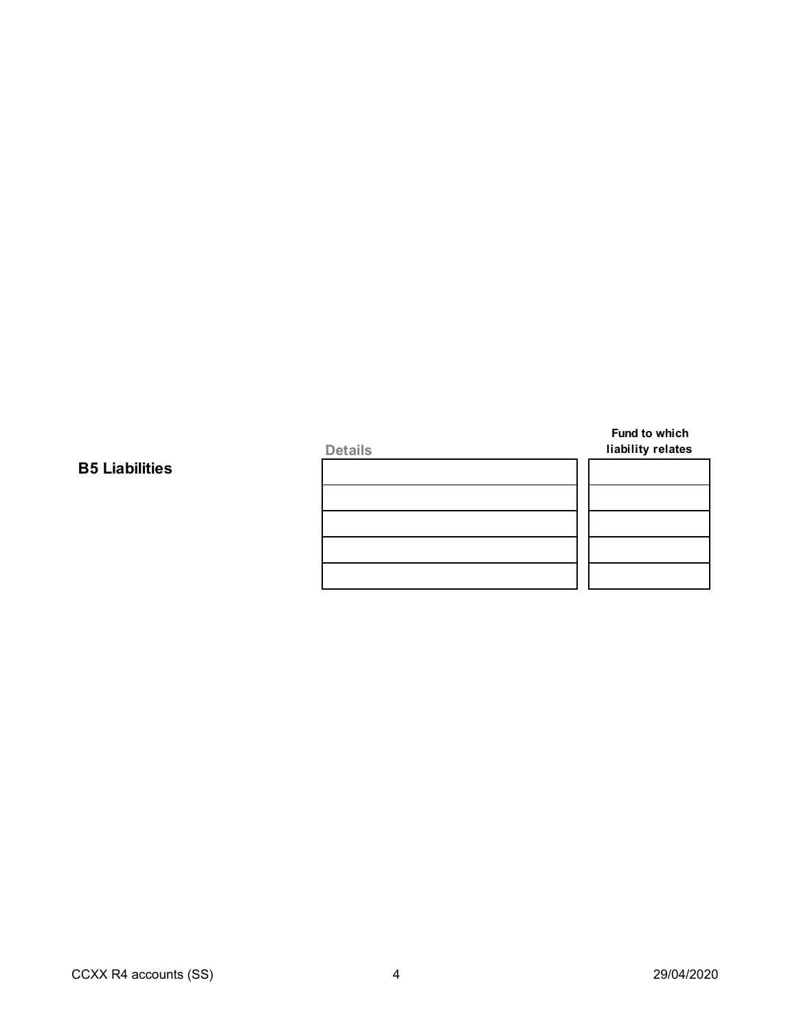**B5 Liabilities**

| Details | Fund to which liability relates |
|---|---|
| | |
| | |
| | |
| | |
| | |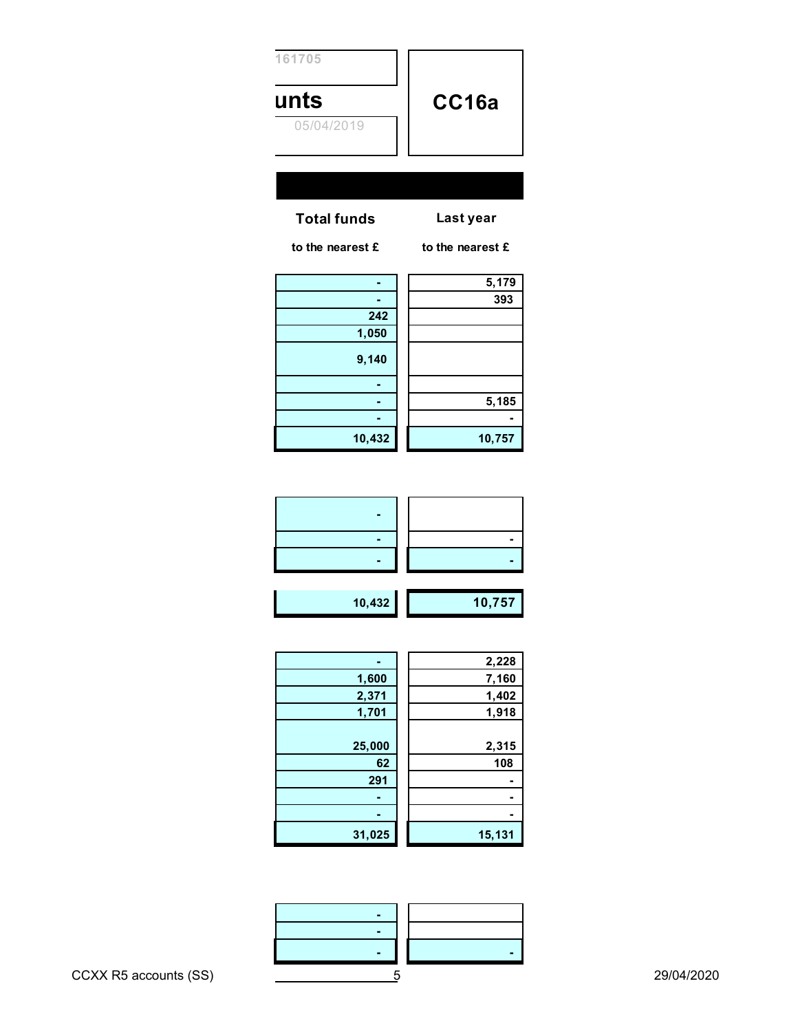161705

# unts

05/04/2019

**CC16a**

| Total funds to the nearest £ | Last year to the nearest £ |
|---|---|
| - | 5,179 |
| - | 393 |
| 242 | |
| 1,050 | |
| 9,140 | |
| - | |
| - | 5,185 |
| - | - |
| 10,432 | 10,757 |

| Total funds | Last year |
|---|---|
| - | |
| - | - |
| - | - |

| Total funds | Last year |
|---|---|
| 10,432 | 10,757 |

| Total funds | Last year |
|---|---|
| - | 2,228 |
| 1,600 | 7,160 |
| 2,371 | 1,402 |
| 1,701 | 1,918 |
| 25,000 | 2,315 |
| 62 | 108 |
| 291 | - |
| - | - |
| - | - |
| 31,025 | 15,131 |

| Total funds | Last year |
|---|---|
| - | |
| - | |
| - | - |

CCXX R5 accounts (SS) 29/04/2020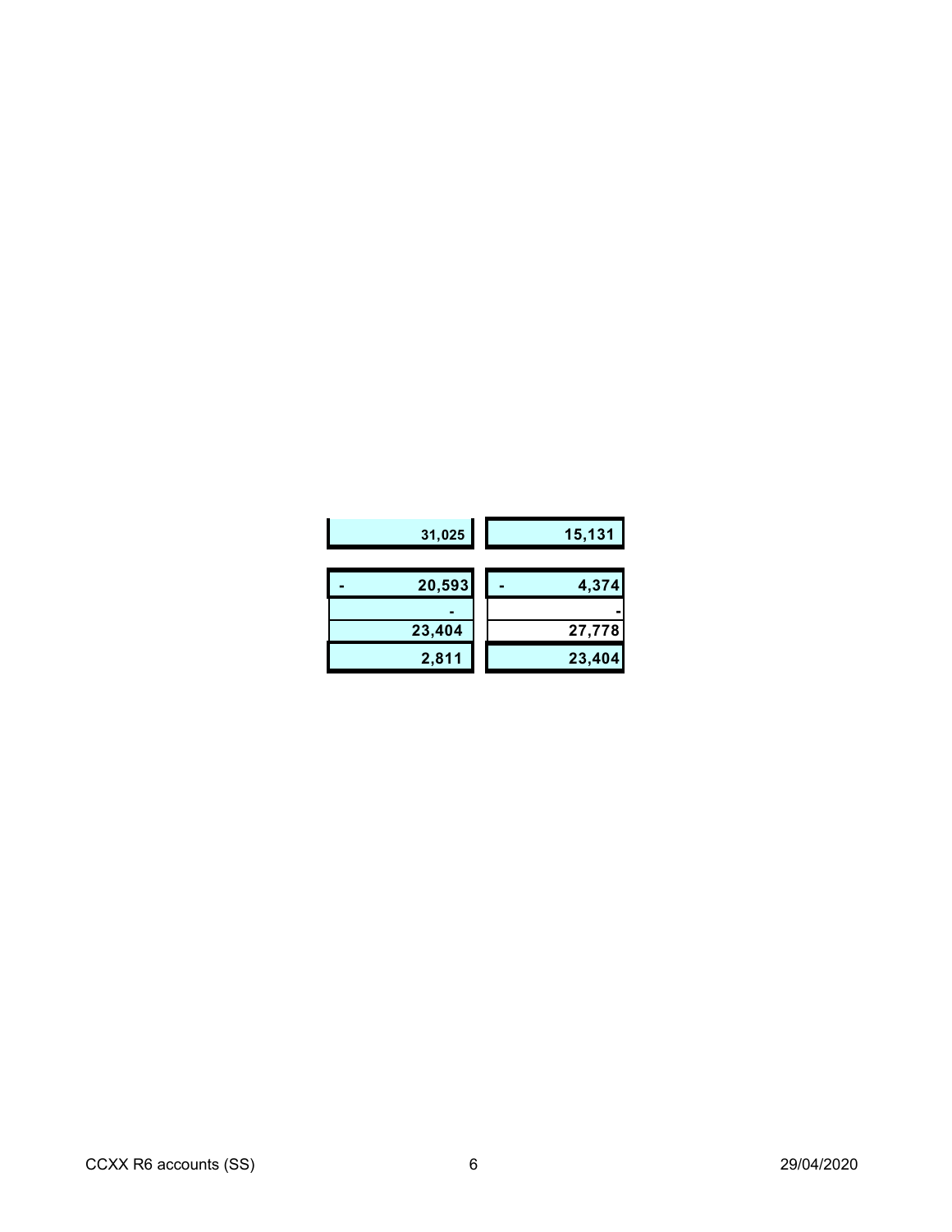| | |
|---|---|
| 31,025 | 15,131 |
| | |
| - 20,593 | - 4,374 |
| - | - |
| 23,404 | 27,778 |
| 2,811 | 23,404 |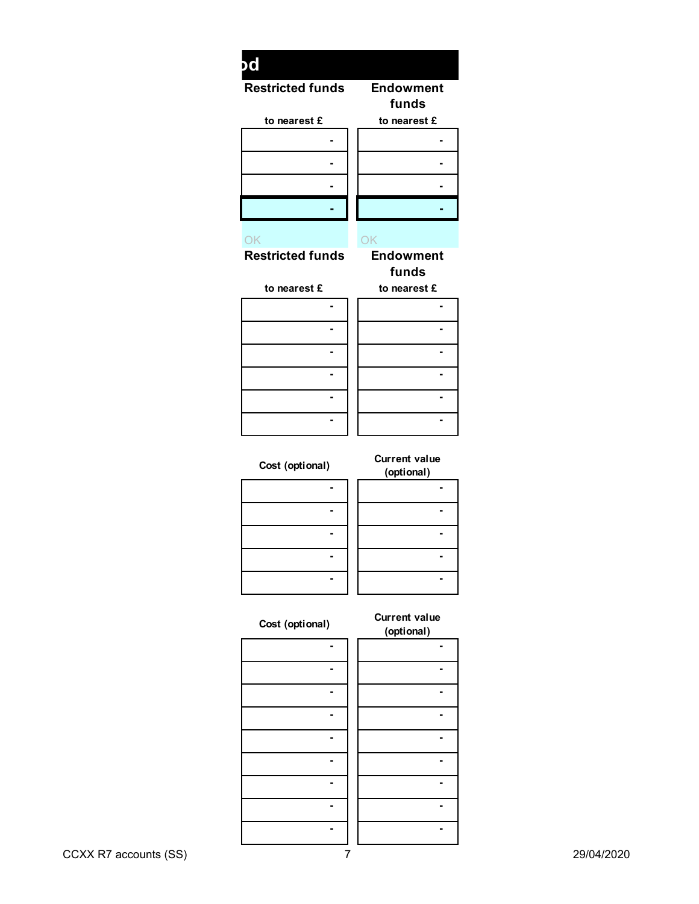## od

| Restricted funds | Endowment funds |
| --- | --- |
| to nearest £ | to nearest £ |
| - | - |
| - | - |
| - | - |
| - | - |
| OK | OK |

| Restricted funds | Endowment funds |
| --- | --- |
| to nearest £ | to nearest £ |
| - | - |
| - | - |
| - | - |
| - | - |
| - | - |
| - | - |

| Cost (optional) | Current value (optional) |
| --- | --- |
| - | - |
| - | - |
| - | - |
| - | - |
| - | - |

| Cost (optional) | Current value (optional) |
| --- | --- |
| - | - |
| - | - |
| - | - |
| - | - |
| - | - |
| - | - |
| - | - |
| - | - |
| - | - |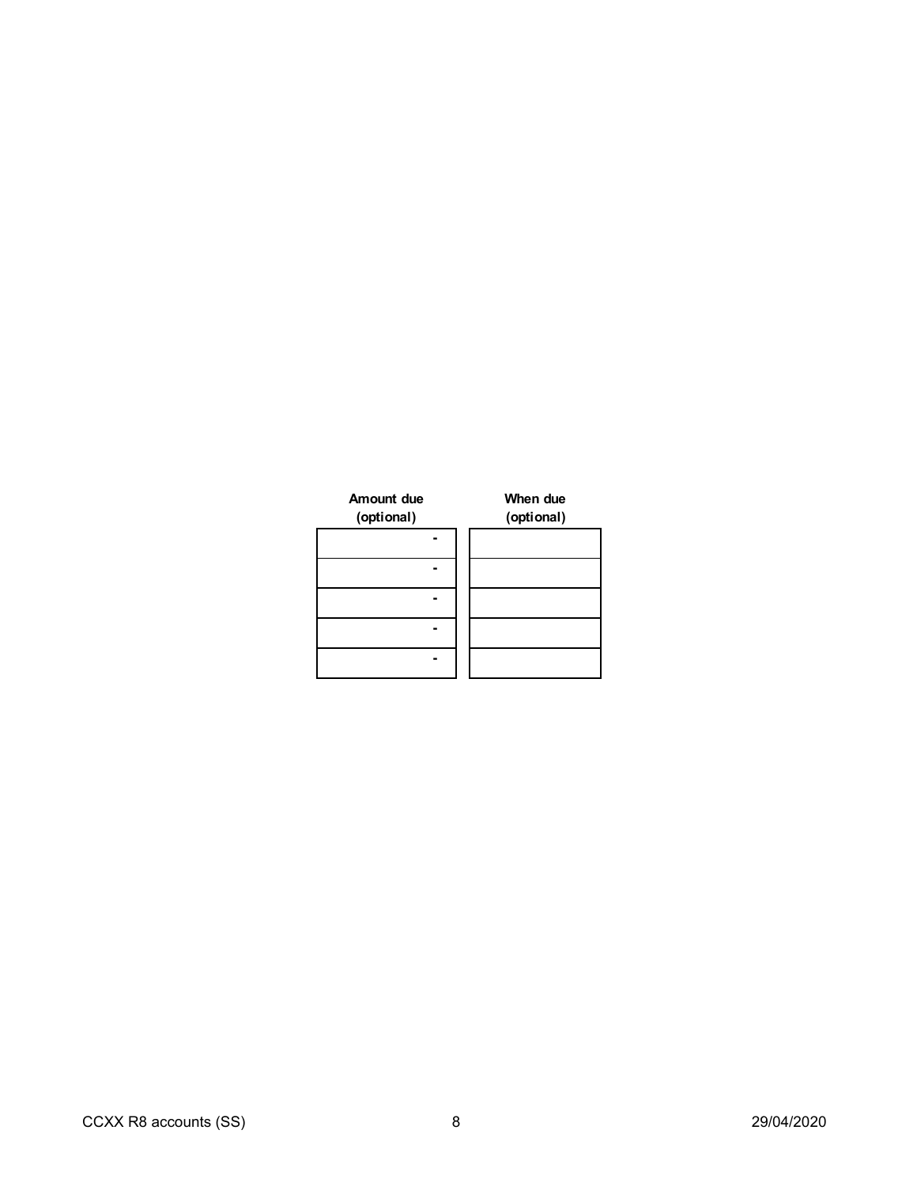| Amount due (optional) | | When due (optional) |
|---|---|---|
| - | | |
| - | | |
| - | | |
| - | | |
| - | | |